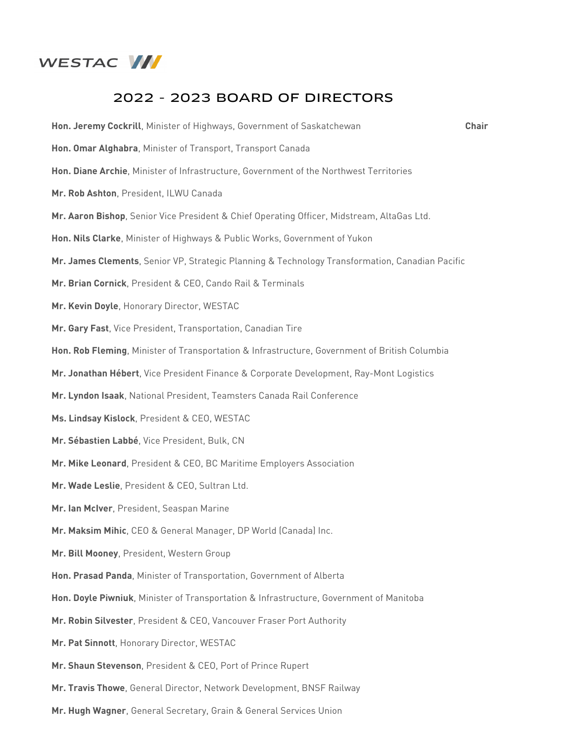WESTAC

# 2022 - 2023 BOARD OF DIRECTORS

**Hon. Jeremy Cockrill**, Minister of Highways, Government of Saskatchewan **Chair**

**Hon. Omar Alghabra**, Minister of Transport, Transport Canada

**Hon. Diane Archie**, Minister of Infrastructure, Government of the Northwest Territories

**Mr. Rob Ashton**, President, ILWU Canada

**Mr. Aaron Bishop**, Senior Vice President & Chief Operating Officer, Midstream, AltaGas Ltd.

**Hon. Nils Clarke**, Minister of Highways & Public Works, Government of Yukon

**Mr. James Clements**, Senior VP, Strategic Planning & Technology Transformation, Canadian Pacific

**Mr. Brian Cornick**, President & CEO, Cando Rail & Terminals

**Mr. Kevin Doyle**, Honorary Director, WESTAC

**Mr. Gary Fast**, Vice President, Transportation, Canadian Tire

**Hon. Rob Fleming**, Minister of Transportation & Infrastructure, Government of British Columbia

**Mr. Jonathan Hébert**, Vice President Finance & Corporate Development, Ray-Mont Logistics

**Mr. Lyndon Isaak**, National President, Teamsters Canada Rail Conference

**Ms. Lindsay Kislock**, President & CEO, WESTAC

**Mr. Sébastien Labbé**, Vice President, Bulk, CN

**Mr. Mike Leonard**, President & CEO, BC Maritime Employers Association

**Mr. Wade Leslie**, President & CEO, Sultran Ltd.

**Mr. Ian McIver**, President, Seaspan Marine

**Mr. Maksim Mihic**, CEO & General Manager, DP World (Canada) Inc.

**Mr. Bill Mooney**, President, Western Group

**Hon. Prasad Panda**, Minister of Transportation, Government of Alberta

**Hon. Doyle Piwniuk**, Minister of Transportation & Infrastructure, Government of Manitoba

**Mr. Robin Silvester**, President & CEO, Vancouver Fraser Port Authority

**Mr. Pat Sinnott**, Honorary Director, WESTAC

**Mr. Shaun Stevenson**, President & CEO, Port of Prince Rupert

**Mr. Travis Thowe**, General Director, Network Development, BNSF Railway

**Mr. Hugh Wagner**, General Secretary, Grain & General Services Union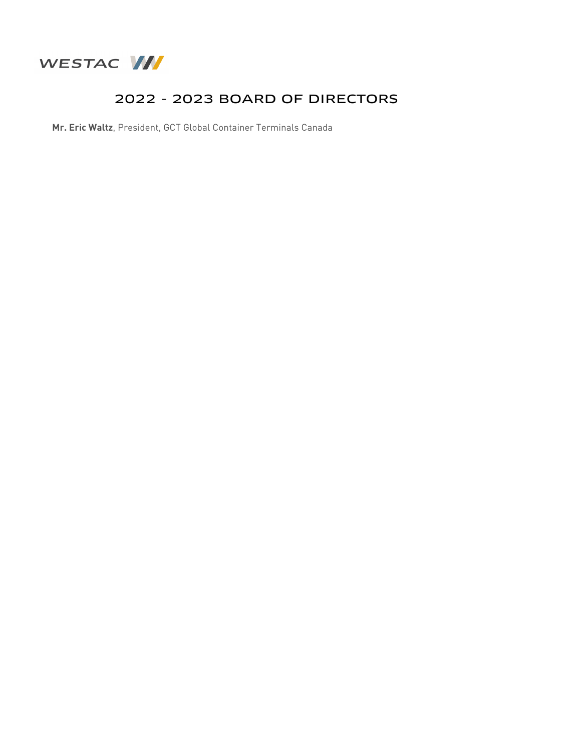WESTAC

# 2022 - 2023 BOARD OF DIRECTORS

**Mr. Eric Waltz**, President, GCT Global Container Terminals Canada